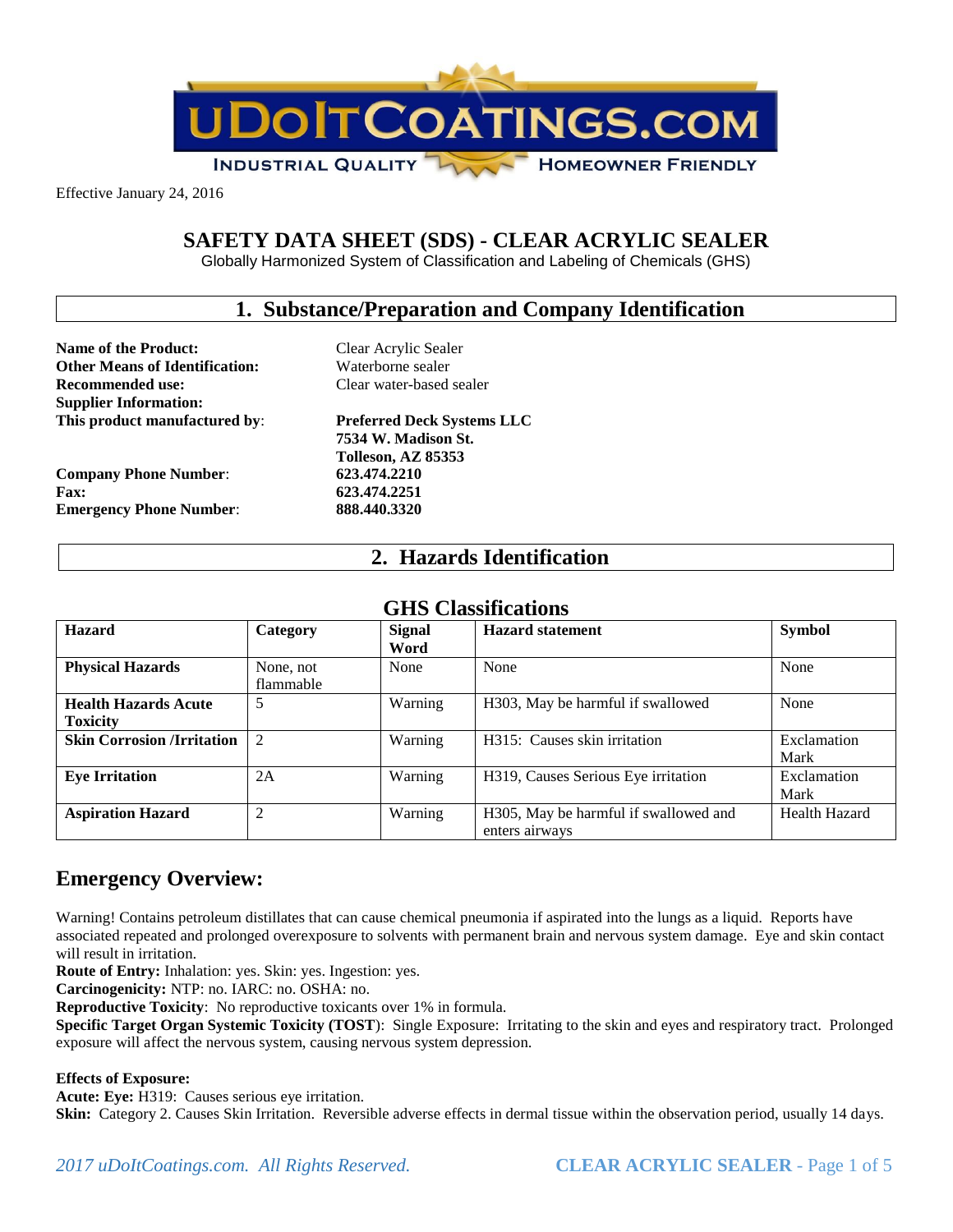Effective January 24, 2016

# SAFETY DATA SHEET (SDS) - CLEAR ACRYLIC SEALER

Globally Harmonized System of Classification and Labeling of Chemicals (GHS)

## 1. Substance/Preparation and Company Identification

**Name of the Product:** Clear Acrylic Sealer
**Other Means of Identification:** Waterborne sealer
**Recommended use:** Clear water-based sealer
**Supplier Information:**
**This product manufactured by:** **Preferred Deck Systems LLC**
**7534 W. Madison St.**
**Tolleson, AZ 85353**
**Company Phone Number:** **623.474.2210**
**Fax:** **623.474.2251**
**Emergency Phone Number:** **888.440.3320**

## 2. Hazards Identification

### GHS Classifications

| Hazard | Category | Signal Word | Hazard statement | Symbol |
|---|---|---|---|---|
| **Physical Hazards** | None, not flammable | None | None | None |
| **Health Hazards Acute Toxicity** | 5 | Warning | H303, May be harmful if swallowed | None |
| **Skin Corrosion /Irritation** | 2 | Warning | H315: Causes skin irritation | Exclamation Mark |
| **Eye Irritation** | 2A | Warning | H319, Causes Serious Eye irritation | Exclamation Mark |
| **Aspiration Hazard** | 2 | Warning | H305, May be harmful if swallowed and enters airways | Health Hazard |

## Emergency Overview:

Warning! Contains petroleum distillates that can cause chemical pneumonia if aspirated into the lungs as a liquid. Reports have associated repeated and prolonged overexposure to solvents with permanent brain and nervous system damage. Eye and skin contact will result in irritation.

**Route of Entry:** Inhalation: yes. Skin: yes. Ingestion: yes.

**Carcinogenicity:** NTP: no. IARC: no. OSHA: no.

**Reproductive Toxicity**: No reproductive toxicants over 1% in formula.

**Specific Target Organ Systemic Toxicity (TOST)**: Single Exposure: Irritating to the skin and eyes and respiratory tract. Prolonged exposure will affect the nervous system, causing nervous system depression.

**Effects of Exposure:**

**Acute: Eye:** H319: Causes serious eye irritation.

**Skin:** Category 2. Causes Skin Irritation. Reversible adverse effects in dermal tissue within the observation period, usually 14 days.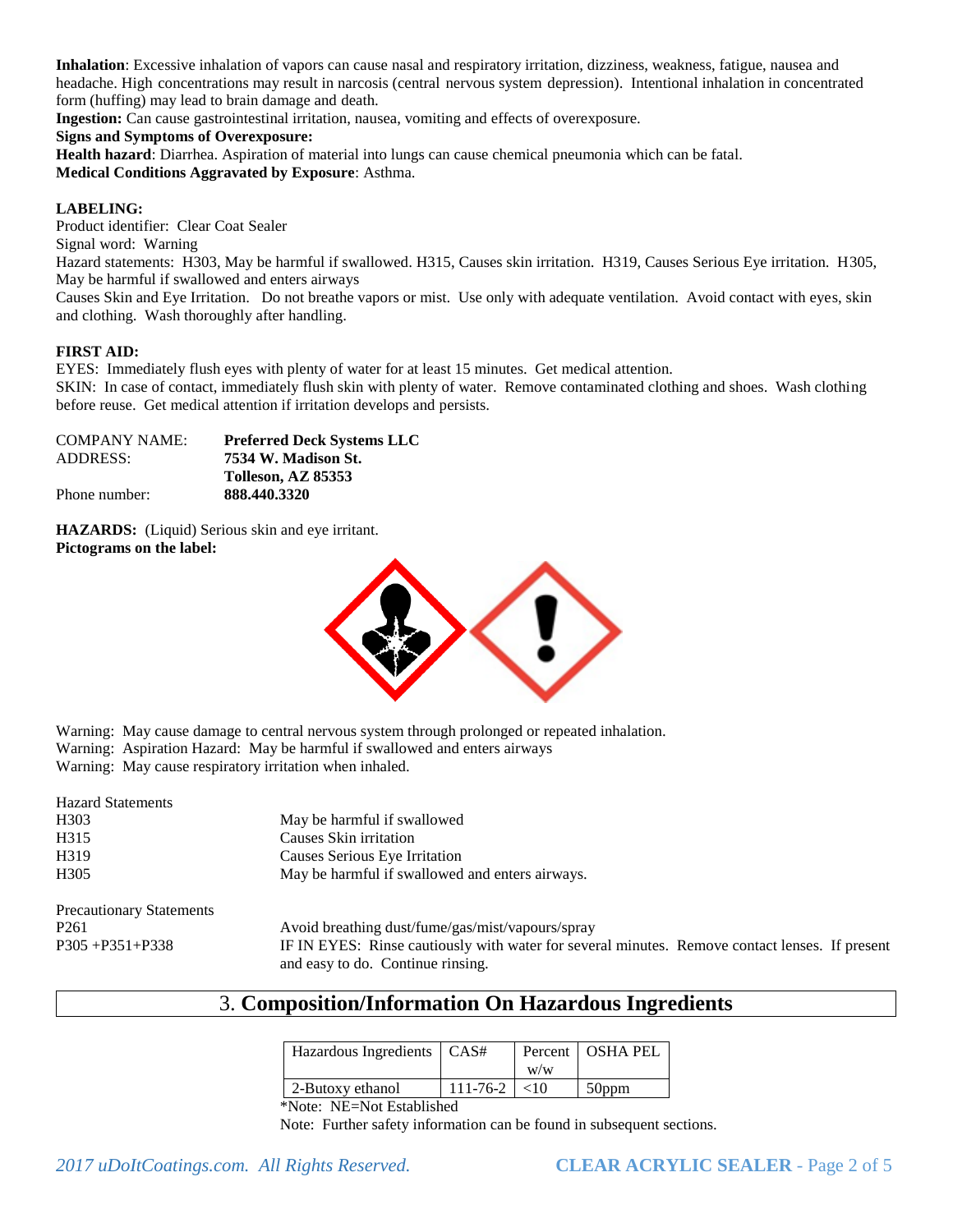**Inhalation**: Excessive inhalation of vapors can cause nasal and respiratory irritation, dizziness, weakness, fatigue, nausea and headache. High concentrations may result in narcosis (central nervous system depression). Intentional inhalation in concentrated form (huffing) may lead to brain damage and death.
**Ingestion:** Can cause gastrointestinal irritation, nausea, vomiting and effects of overexposure.
**Signs and Symptoms of Overexposure:**
**Health hazard**: Diarrhea. Aspiration of material into lungs can cause chemical pneumonia which can be fatal.
**Medical Conditions Aggravated by Exposure**: Asthma.

**LABELING:**
Product identifier: Clear Coat Sealer
Signal word: Warning
Hazard statements: H303, May be harmful if swallowed. H315, Causes skin irritation. H319, Causes Serious Eye irritation. H305, May be harmful if swallowed and enters airways
Causes Skin and Eye Irritation. Do not breathe vapors or mist. Use only with adequate ventilation. Avoid contact with eyes, skin and clothing. Wash thoroughly after handling.

**FIRST AID:**
EYES: Immediately flush eyes with plenty of water for at least 15 minutes. Get medical attention.
SKIN: In case of contact, immediately flush skin with plenty of water. Remove contaminated clothing and shoes. Wash clothing before reuse. Get medical attention if irritation develops and persists.

| | |
|---|---|
| COMPANY NAME: | **Preferred Deck Systems LLC** |
| ADDRESS: | **7534 W. Madison St.** |
| | **Tolleson, AZ 85353** |
| Phone number: | **888.440.3320** |

**HAZARDS:** (Liquid) Serious skin and eye irritant.
**Pictograms on the label:**

Warning: May cause damage to central nervous system through prolonged or repeated inhalation.
Warning: Aspiration Hazard: May be harmful if swallowed and enters airways
Warning: May cause respiratory irritation when inhaled.

| Hazard Statements | |
|---|---|
| H303 | May be harmful if swallowed |
| H315 | Causes Skin irritation |
| H319 | Causes Serious Eye Irritation |
| H305 | May be harmful if swallowed and enters airways. |

| Precautionary Statements | |
|---|---|
| P261 | Avoid breathing dust/fume/gas/mist/vapours/spray |
| P305 +P351+P338 | IF IN EYES: Rinse cautiously with water for several minutes. Remove contact lenses. If present and easy to do. Continue rinsing. |

## 3. Composition/Information On Hazardous Ingredients

| Hazardous Ingredients | CAS# | Percent w/w | OSHA PEL |
|---|---|---|---|
| 2-Butoxy ethanol | 111-76-2 | <10 | 50ppm |

*Note: NE=Not Established

Note: Further safety information can be found in subsequent sections.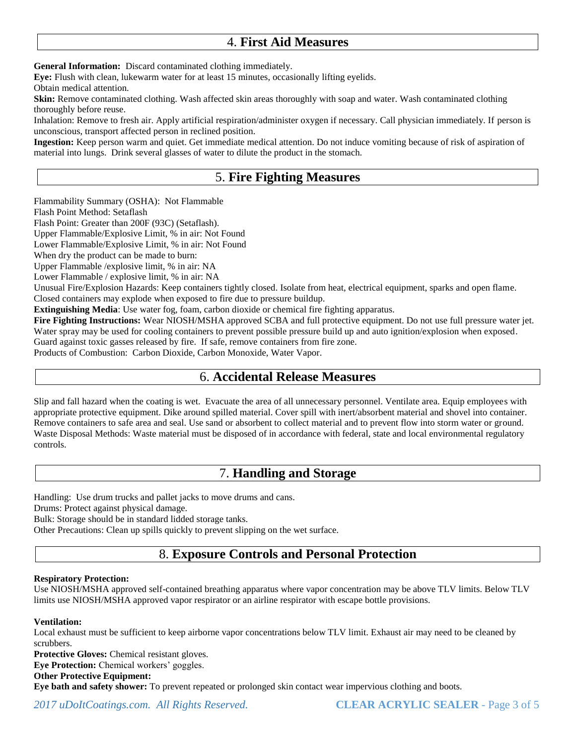## 4. **First Aid Measures**

**General Information:** Discard contaminated clothing immediately.
**Eye:** Flush with clean, lukewarm water for at least 15 minutes, occasionally lifting eyelids.
Obtain medical attention.
**Skin:** Remove contaminated clothing. Wash affected skin areas thoroughly with soap and water. Wash contaminated clothing thoroughly before reuse.
Inhalation: Remove to fresh air. Apply artificial respiration/administer oxygen if necessary. Call physician immediately. If person is unconscious, transport affected person in reclined position.
**Ingestion:** Keep person warm and quiet. Get immediate medical attention. Do not induce vomiting because of risk of aspiration of material into lungs. Drink several glasses of water to dilute the product in the stomach.

## 5. **Fire Fighting Measures**

Flammability Summary (OSHA): Not Flammable
Flash Point Method: Setaflash
Flash Point: Greater than 200F (93C) (Setaflash).
Upper Flammable/Explosive Limit, % in air: Not Found
Lower Flammable/Explosive Limit, % in air: Not Found
When dry the product can be made to burn:
Upper Flammable /explosive limit, % in air: NA
Lower Flammable / explosive limit, % in air: NA
Unusual Fire/Explosion Hazards: Keep containers tightly closed. Isolate from heat, electrical equipment, sparks and open flame. Closed containers may explode when exposed to fire due to pressure buildup.
**Extinguishing Media**: Use water fog, foam, carbon dioxide or chemical fire fighting apparatus.
**Fire Fighting Instructions:** Wear NIOSH/MSHA approved SCBA and full protective equipment. Do not use full pressure water jet. Water spray may be used for cooling containers to prevent possible pressure build up and auto ignition/explosion when exposed. Guard against toxic gasses released by fire. If safe, remove containers from fire zone.
Products of Combustion: Carbon Dioxide, Carbon Monoxide, Water Vapor.

## 6. **Accidental Release Measures**

Slip and fall hazard when the coating is wet. Evacuate the area of all unnecessary personnel. Ventilate area. Equip employees with appropriate protective equipment. Dike around spilled material. Cover spill with inert/absorbent material and shovel into container. Remove containers to safe area and seal. Use sand or absorbent to collect material and to prevent flow into storm water or ground. Waste Disposal Methods: Waste material must be disposed of in accordance with federal, state and local environmental regulatory controls.

## 7. **Handling and Storage**

Handling: Use drum trucks and pallet jacks to move drums and cans.
Drums: Protect against physical damage.
Bulk: Storage should be in standard lidded storage tanks.
Other Precautions: Clean up spills quickly to prevent slipping on the wet surface.

## 8. **Exposure Controls and Personal Protection**

**Respiratory Protection:**
Use NIOSH/MSHA approved self-contained breathing apparatus where vapor concentration may be above TLV limits. Below TLV limits use NIOSH/MSHA approved vapor respirator or an airline respirator with escape bottle provisions.

**Ventilation:**
Local exhaust must be sufficient to keep airborne vapor concentrations below TLV limit. Exhaust air may need to be cleaned by scrubbers.
**Protective Gloves:** Chemical resistant gloves.
**Eye Protection:** Chemical workers' goggles.
**Other Protective Equipment:**
**Eye bath and safety shower:** To prevent repeated or prolonged skin contact wear impervious clothing and boots.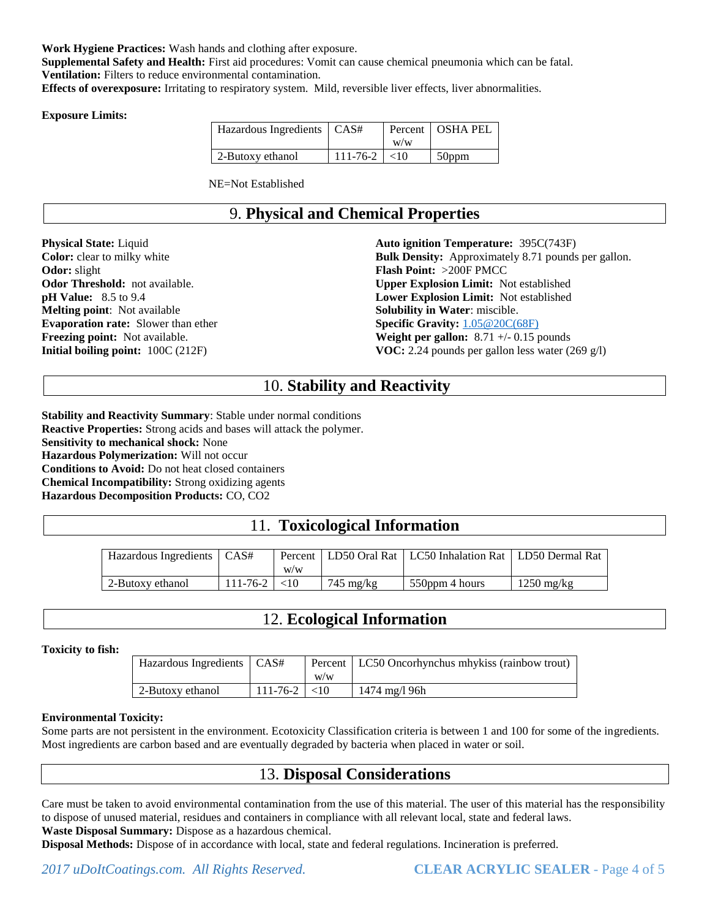**Work Hygiene Practices:** Wash hands and clothing after exposure.
**Supplemental Safety and Health:** First aid procedures: Vomit can cause chemical pneumonia which can be fatal.
**Ventilation:** Filters to reduce environmental contamination.
**Effects of overexposure:** Irritating to respiratory system. Mild, reversible liver effects, liver abnormalities.

**Exposure Limits:**

| Hazardous Ingredients | CAS# | Percent w/w | OSHA PEL |
|---|---|---|---|
| 2-Butoxy ethanol | 111-76-2 | <10 | 50ppm |

NE=Not Established

## 9. Physical and Chemical Properties

**Physical State:** Liquid
**Color:** clear to milky white
**Odor:** slight
**Odor Threshold:** not available.
**pH Value:** 8.5 to 9.4
**Melting point**: Not available
**Evaporation rate:** Slower than ether
**Freezing point:** Not available.
**Initial boiling point:** 100C (212F)

**Auto ignition Temperature:** 395C(743F)
**Bulk Density:** Approximately 8.71 pounds per gallon.
**Flash Point:** >200F PMCC
**Upper Explosion Limit:** Not established
**Lower Explosion Limit:** Not established
**Solubility in Water**: miscible.
**Specific Gravity:** 1.05@20C(68F)
**Weight per gallon:** 8.71 +/- 0.15 pounds
**VOC:** 2.24 pounds per gallon less water (269 g/l)

## 10. Stability and Reactivity

**Stability and Reactivity Summary**: Stable under normal conditions
**Reactive Properties:** Strong acids and bases will attack the polymer.
**Sensitivity to mechanical shock:** None
**Hazardous Polymerization:** Will not occur
**Conditions to Avoid:** Do not heat closed containers
**Chemical Incompatibility:** Strong oxidizing agents
**Hazardous Decomposition Products:** CO, CO2

## 11. Toxicological Information

| Hazardous Ingredients | CAS# | Percent w/w | LD50 Oral Rat | LC50 Inhalation Rat | LD50 Dermal Rat |
|---|---|---|---|---|---|
| 2-Butoxy ethanol | 111-76-2 | <10 | 745 mg/kg | 550ppm 4 hours | 1250 mg/kg |

## 12. Ecological Information

**Toxicity to fish:**

| Hazardous Ingredients | CAS# | Percent w/w | LC50 Oncorhynchus mhykiss (rainbow trout) |
|---|---|---|---|
| 2-Butoxy ethanol | 111-76-2 | <10 | 1474 mg/l 96h |

**Environmental Toxicity:**
Some parts are not persistent in the environment. Ecotoxicity Classification criteria is between 1 and 100 for some of the ingredients. Most ingredients are carbon based and are eventually degraded by bacteria when placed in water or soil.

## 13. Disposal Considerations

Care must be taken to avoid environmental contamination from the use of this material. The user of this material has the responsibility to dispose of unused material, residues and containers in compliance with all relevant local, state and federal laws.
**Waste Disposal Summary:** Dispose as a hazardous chemical.
**Disposal Methods:** Dispose of in accordance with local, state and federal regulations. Incineration is preferred.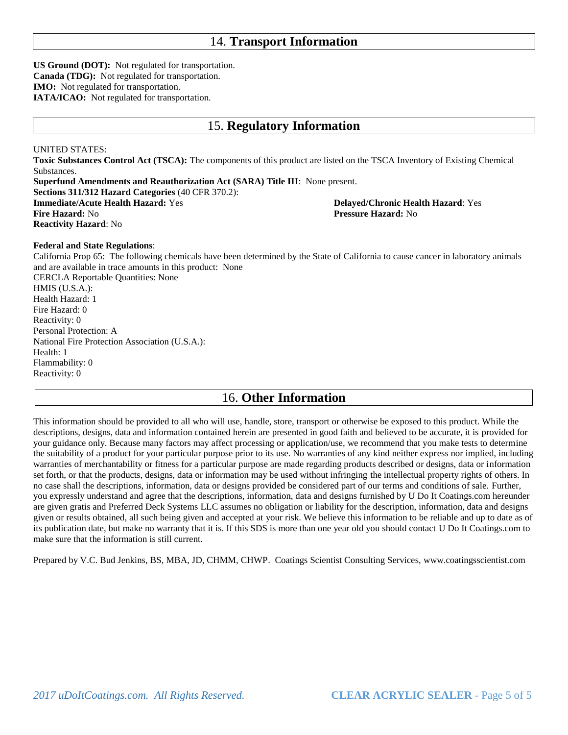## 14. **Transport Information**

**US Ground (DOT):** Not regulated for transportation.
**Canada (TDG):** Not regulated for transportation.
**IMO:** Not regulated for transportation.
**IATA/ICAO:** Not regulated for transportation.

## 15. **Regulatory Information**

UNITED STATES:
**Toxic Substances Control Act (TSCA):** The components of this product are listed on the TSCA Inventory of Existing Chemical Substances.
**Superfund Amendments and Reauthorization Act (SARA) Title III**: None present.
**Sections 311/312 Hazard Categories** (40 CFR 370.2):
**Immediate/Acute Health Hazard:** Yes
**Delayed/Chronic Health Hazard**: Yes
**Fire Hazard:** No
**Pressure Hazard:** No
**Reactivity Hazard**: No

**Federal and State Regulations**:
California Prop 65: The following chemicals have been determined by the State of California to cause cancer in laboratory animals and are available in trace amounts in this product: None
CERCLA Reportable Quantities: None
HMIS (U.S.A.):
Health Hazard: 1
Fire Hazard: 0
Reactivity: 0
Personal Protection: A
National Fire Protection Association (U.S.A.):
Health: 1
Flammability: 0
Reactivity: 0

## 16. **Other Information**

This information should be provided to all who will use, handle, store, transport or otherwise be exposed to this product. While the descriptions, designs, data and information contained herein are presented in good faith and believed to be accurate, it is provided for your guidance only. Because many factors may affect processing or application/use, we recommend that you make tests to determine the suitability of a product for your particular purpose prior to its use. No warranties of any kind neither express nor implied, including warranties of merchantability or fitness for a particular purpose are made regarding products described or designs, data or information set forth, or that the products, designs, data or information may be used without infringing the intellectual property rights of others. In no case shall the descriptions, information, data or designs provided be considered part of our terms and conditions of sale. Further, you expressly understand and agree that the descriptions, information, data and designs furnished by U Do It Coatings.com hereunder are given gratis and Preferred Deck Systems LLC assumes no obligation or liability for the description, information, data and designs given or results obtained, all such being given and accepted at your risk. We believe this information to be reliable and up to date as of its publication date, but make no warranty that it is. If this SDS is more than one year old you should contact U Do It Coatings.com to make sure that the information is still current.

Prepared by V.C. Bud Jenkins, BS, MBA, JD, CHMM, CHWP. Coatings Scientist Consulting Services, www.coatingsscientist.com